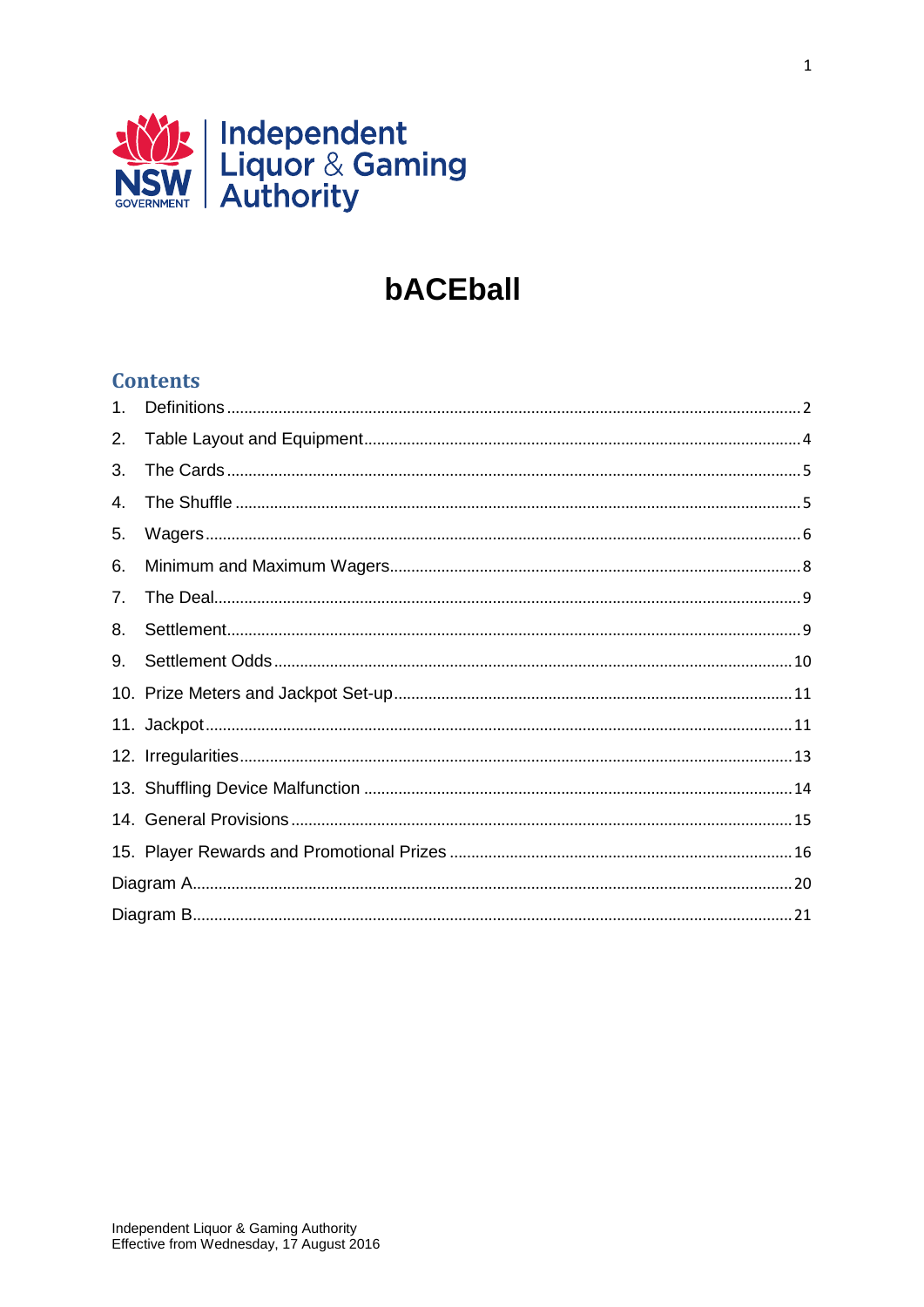Independent Liquor & Gaming Authority

# bACEball

## Contents

1. Definitions ........ 2
2. Table Layout and Equipment ........ 4
3. The Cards ........ 5
4. The Shuffle ........ 5
5. Wagers ........ 6
6. Minimum and Maximum Wagers ........ 8
7. The Deal ........ 9
8. Settlement ........ 9
9. Settlement Odds ........ 10
10. Prize Meters and Jackpot Set-up ........ 11
11. Jackpot ........ 11
12. Irregularities ........ 13
13. Shuffling Device Malfunction ........ 14
14. General Provisions ........ 15
15. Player Rewards and Promotional Prizes ........ 16

Diagram A ........ 20

Diagram B ........ 21

Independent Liquor & Gaming Authority
Effective from Wednesday, 17 August 2016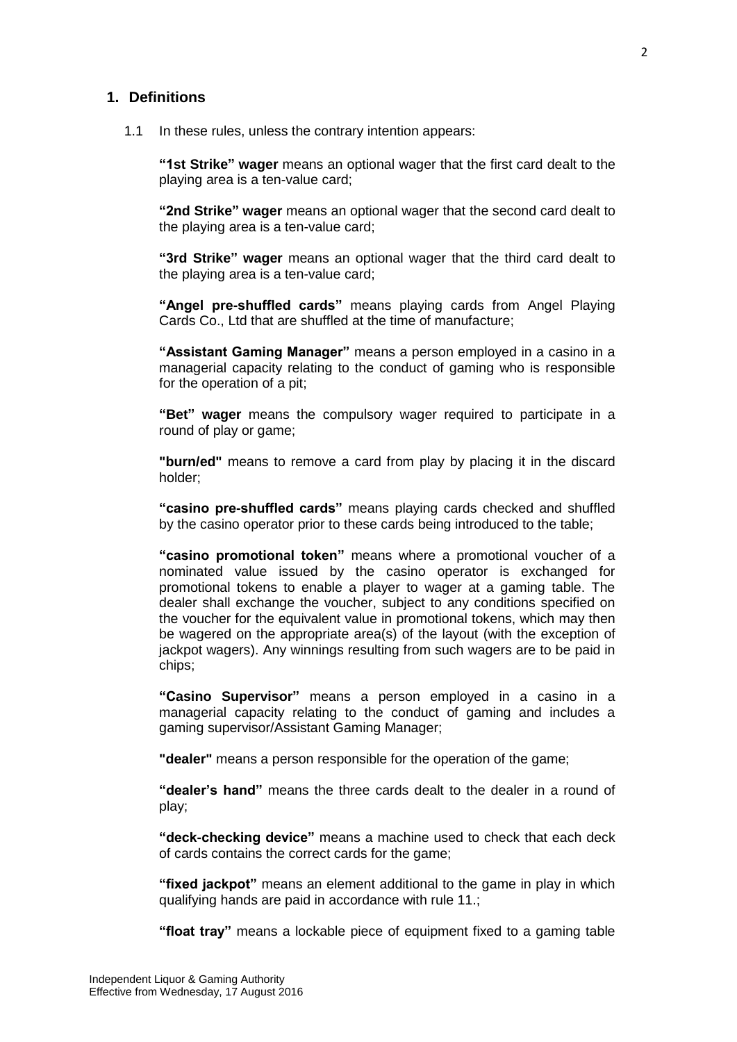## 1. Definitions

1.1 In these rules, unless the contrary intention appears:

**"1st Strike" wager** means an optional wager that the first card dealt to the playing area is a ten-value card;

**"2nd Strike" wager** means an optional wager that the second card dealt to the playing area is a ten-value card;

**"3rd Strike" wager** means an optional wager that the third card dealt to the playing area is a ten-value card;

**"Angel pre-shuffled cards"** means playing cards from Angel Playing Cards Co., Ltd that are shuffled at the time of manufacture;

**"Assistant Gaming Manager"** means a person employed in a casino in a managerial capacity relating to the conduct of gaming who is responsible for the operation of a pit;

**"Bet" wager** means the compulsory wager required to participate in a round of play or game;

**"burn/ed"** means to remove a card from play by placing it in the discard holder;

**"casino pre-shuffled cards"** means playing cards checked and shuffled by the casino operator prior to these cards being introduced to the table;

**"casino promotional token"** means where a promotional voucher of a nominated value issued by the casino operator is exchanged for promotional tokens to enable a player to wager at a gaming table. The dealer shall exchange the voucher, subject to any conditions specified on the voucher for the equivalent value in promotional tokens, which may then be wagered on the appropriate area(s) of the layout (with the exception of jackpot wagers). Any winnings resulting from such wagers are to be paid in chips;

**"Casino Supervisor"** means a person employed in a casino in a managerial capacity relating to the conduct of gaming and includes a gaming supervisor/Assistant Gaming Manager;

**"dealer"** means a person responsible for the operation of the game;

**"dealer's hand"** means the three cards dealt to the dealer in a round of play;

**"deck-checking device"** means a machine used to check that each deck of cards contains the correct cards for the game;

**"fixed jackpot"** means an element additional to the game in play in which qualifying hands are paid in accordance with rule 11.;

**"float tray"** means a lockable piece of equipment fixed to a gaming table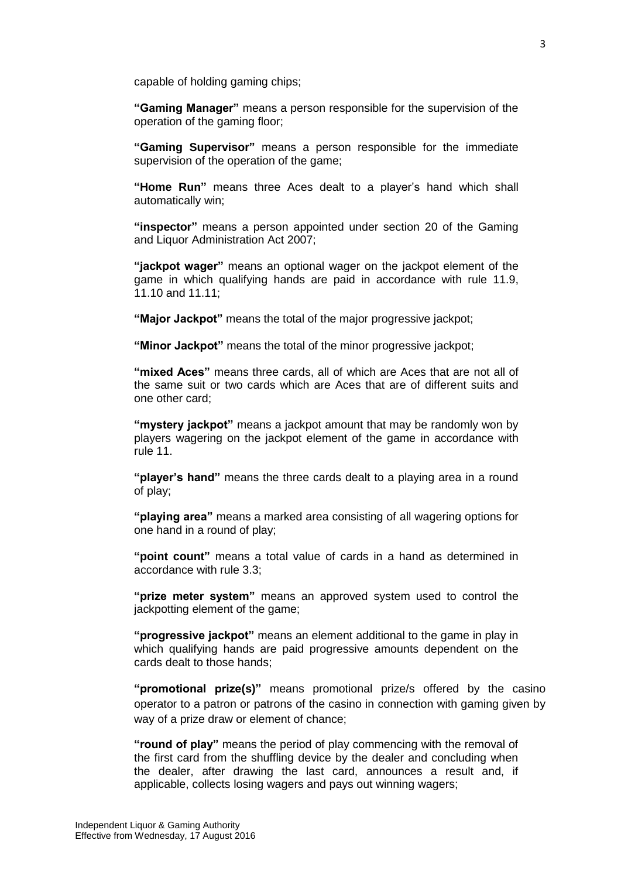capable of holding gaming chips;

**"Gaming Manager"** means a person responsible for the supervision of the operation of the gaming floor;

**"Gaming Supervisor"** means a person responsible for the immediate supervision of the operation of the game;

**"Home Run"** means three Aces dealt to a player's hand which shall automatically win;

**"inspector"** means a person appointed under section 20 of the Gaming and Liquor Administration Act 2007;

**"jackpot wager"** means an optional wager on the jackpot element of the game in which qualifying hands are paid in accordance with rule 11.9, 11.10 and 11.11;

**"Major Jackpot"** means the total of the major progressive jackpot;

**"Minor Jackpot"** means the total of the minor progressive jackpot;

**"mixed Aces"** means three cards, all of which are Aces that are not all of the same suit or two cards which are Aces that are of different suits and one other card;

**"mystery jackpot"** means a jackpot amount that may be randomly won by players wagering on the jackpot element of the game in accordance with rule 11.

**"player's hand"** means the three cards dealt to a playing area in a round of play;

**"playing area"** means a marked area consisting of all wagering options for one hand in a round of play;

**"point count"** means a total value of cards in a hand as determined in accordance with rule 3.3;

**"prize meter system"** means an approved system used to control the jackpotting element of the game;

**"progressive jackpot"** means an element additional to the game in play in which qualifying hands are paid progressive amounts dependent on the cards dealt to those hands;

**"promotional prize(s)"** means promotional prize/s offered by the casino operator to a patron or patrons of the casino in connection with gaming given by way of a prize draw or element of chance;

**"round of play"** means the period of play commencing with the removal of the first card from the shuffling device by the dealer and concluding when the dealer, after drawing the last card, announces a result and, if applicable, collects losing wagers and pays out winning wagers;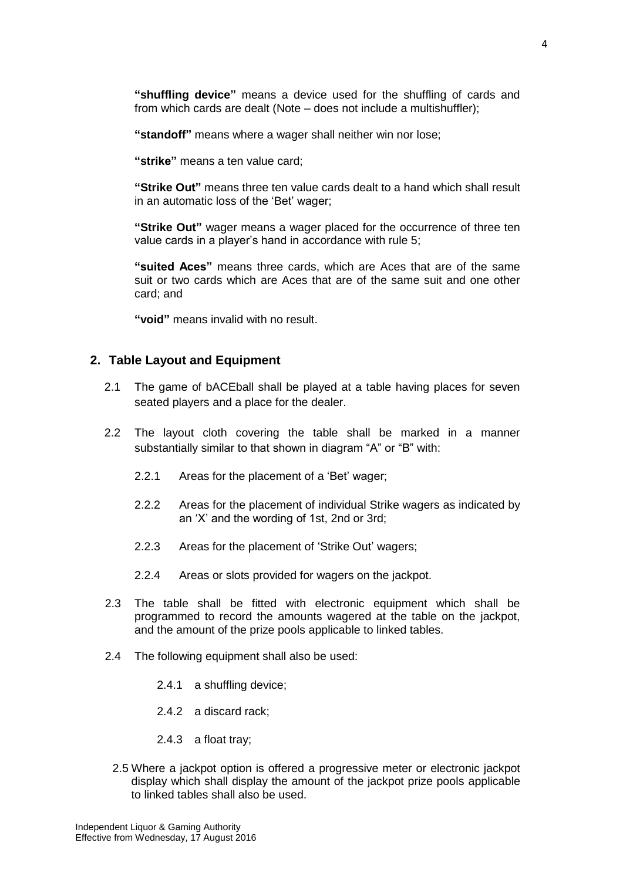**"shuffling device"** means a device used for the shuffling of cards and from which cards are dealt (Note – does not include a multishuffler);

**"standoff"** means where a wager shall neither win nor lose;

**"strike"** means a ten value card;

**"Strike Out"** means three ten value cards dealt to a hand which shall result in an automatic loss of the 'Bet' wager;

**"Strike Out"** wager means a wager placed for the occurrence of three ten value cards in a player's hand in accordance with rule 5;

**"suited Aces"** means three cards, which are Aces that are of the same suit or two cards which are Aces that are of the same suit and one other card; and

**"void"** means invalid with no result.

## 2. Table Layout and Equipment

2.1 The game of bACEball shall be played at a table having places for seven seated players and a place for the dealer.

2.2 The layout cloth covering the table shall be marked in a manner substantially similar to that shown in diagram "A" or "B" with:

2.2.1 Areas for the placement of a 'Bet' wager;

2.2.2 Areas for the placement of individual Strike wagers as indicated by an 'X' and the wording of 1st, 2nd or 3rd;

2.2.3 Areas for the placement of 'Strike Out' wagers;

2.2.4 Areas or slots provided for wagers on the jackpot.

2.3 The table shall be fitted with electronic equipment which shall be programmed to record the amounts wagered at the table on the jackpot, and the amount of the prize pools applicable to linked tables.

2.4 The following equipment shall also be used:

2.4.1 a shuffling device;

2.4.2 a discard rack;

2.4.3 a float tray;

2.5 Where a jackpot option is offered a progressive meter or electronic jackpot display which shall display the amount of the jackpot prize pools applicable to linked tables shall also be used.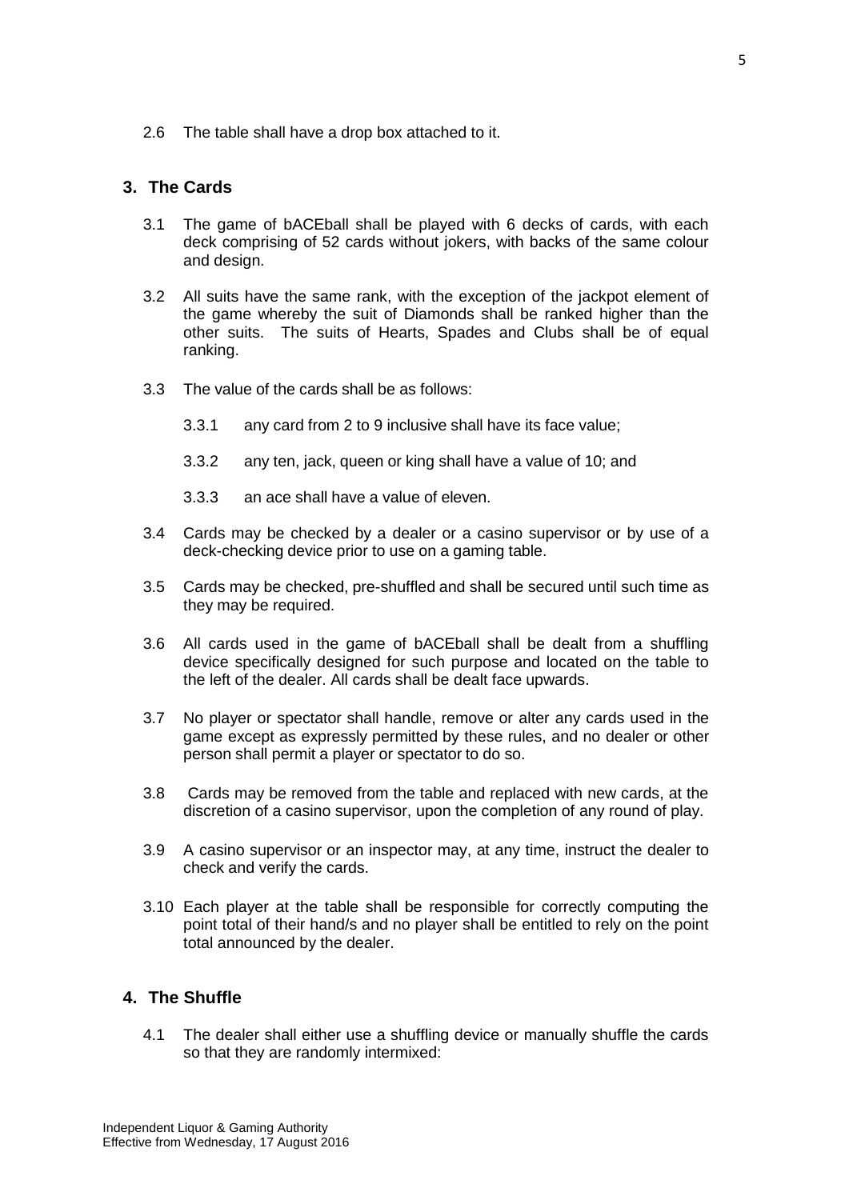2.6 The table shall have a drop box attached to it.

## 3. The Cards

3.1 The game of bACEball shall be played with 6 decks of cards, with each deck comprising of 52 cards without jokers, with backs of the same colour and design.

3.2 All suits have the same rank, with the exception of the jackpot element of the game whereby the suit of Diamonds shall be ranked higher than the other suits. The suits of Hearts, Spades and Clubs shall be of equal ranking.

3.3 The value of the cards shall be as follows:

3.3.1 any card from 2 to 9 inclusive shall have its face value;

3.3.2 any ten, jack, queen or king shall have a value of 10; and

3.3.3 an ace shall have a value of eleven.

3.4 Cards may be checked by a dealer or a casino supervisor or by use of a deck-checking device prior to use on a gaming table.

3.5 Cards may be checked, pre-shuffled and shall be secured until such time as they may be required.

3.6 All cards used in the game of bACEball shall be dealt from a shuffling device specifically designed for such purpose and located on the table to the left of the dealer. All cards shall be dealt face upwards.

3.7 No player or spectator shall handle, remove or alter any cards used in the game except as expressly permitted by these rules, and no dealer or other person shall permit a player or spectator to do so.

3.8 Cards may be removed from the table and replaced with new cards, at the discretion of a casino supervisor, upon the completion of any round of play.

3.9 A casino supervisor or an inspector may, at any time, instruct the dealer to check and verify the cards.

3.10 Each player at the table shall be responsible for correctly computing the point total of their hand/s and no player shall be entitled to rely on the point total announced by the dealer.

## 4. The Shuffle

4.1 The dealer shall either use a shuffling device or manually shuffle the cards so that they are randomly intermixed: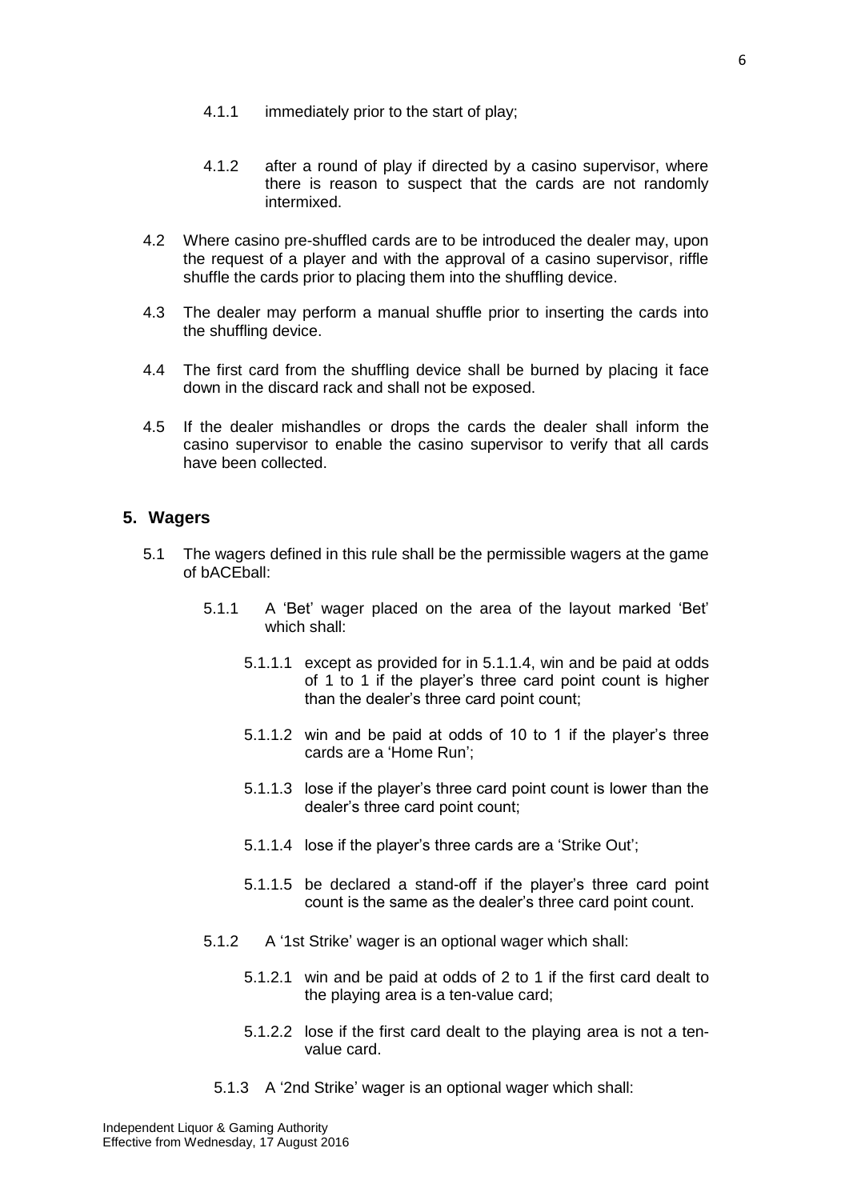4.1.1 immediately prior to the start of play;

4.1.2 after a round of play if directed by a casino supervisor, where there is reason to suspect that the cards are not randomly intermixed.

4.2 Where casino pre-shuffled cards are to be introduced the dealer may, upon the request of a player and with the approval of a casino supervisor, riffle shuffle the cards prior to placing them into the shuffling device.

4.3 The dealer may perform a manual shuffle prior to inserting the cards into the shuffling device.

4.4 The first card from the shuffling device shall be burned by placing it face down in the discard rack and shall not be exposed.

4.5 If the dealer mishandles or drops the cards the dealer shall inform the casino supervisor to enable the casino supervisor to verify that all cards have been collected.

## 5. Wagers

5.1 The wagers defined in this rule shall be the permissible wagers at the game of bACEball:

5.1.1 A 'Bet' wager placed on the area of the layout marked 'Bet' which shall:

5.1.1.1 except as provided for in 5.1.1.4, win and be paid at odds of 1 to 1 if the player's three card point count is higher than the dealer's three card point count;

5.1.1.2 win and be paid at odds of 10 to 1 if the player's three cards are a 'Home Run';

5.1.1.3 lose if the player's three card point count is lower than the dealer's three card point count;

5.1.1.4 lose if the player's three cards are a 'Strike Out';

5.1.1.5 be declared a stand-off if the player's three card point count is the same as the dealer's three card point count.

5.1.2 A '1st Strike' wager is an optional wager which shall:

5.1.2.1 win and be paid at odds of 2 to 1 if the first card dealt to the playing area is a ten-value card;

5.1.2.2 lose if the first card dealt to the playing area is not a ten-value card.

5.1.3 A '2nd Strike' wager is an optional wager which shall: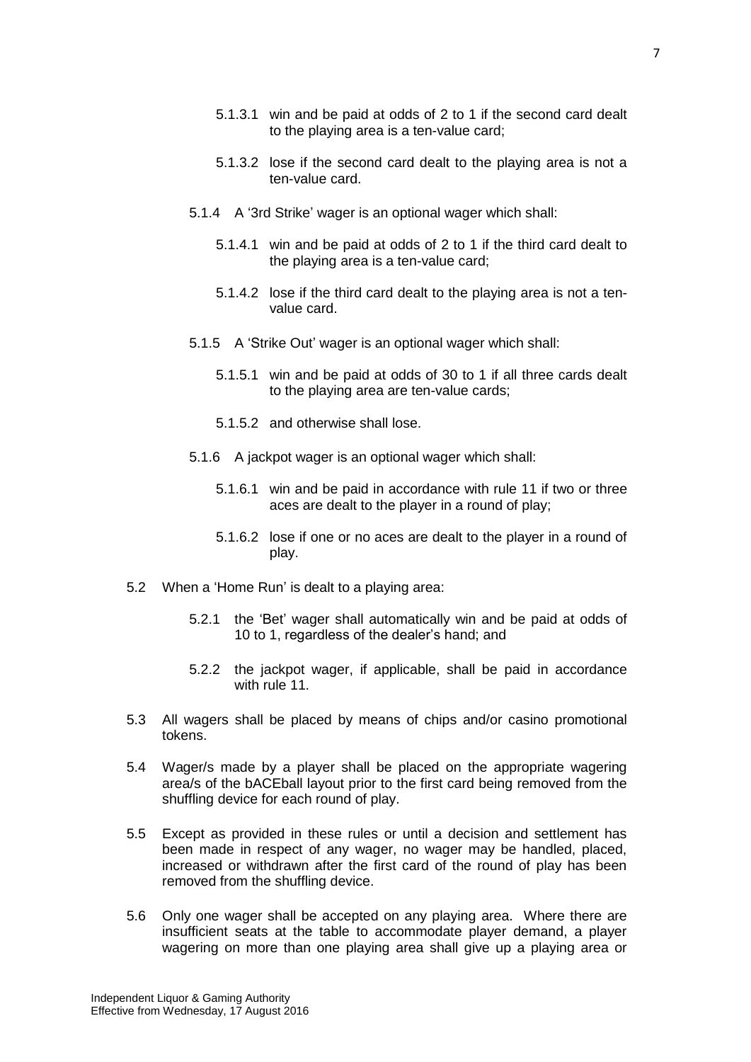5.1.3.1 win and be paid at odds of 2 to 1 if the second card dealt to the playing area is a ten-value card;

5.1.3.2 lose if the second card dealt to the playing area is not a ten-value card.

5.1.4 A '3rd Strike' wager is an optional wager which shall:

5.1.4.1 win and be paid at odds of 2 to 1 if the third card dealt to the playing area is a ten-value card;

5.1.4.2 lose if the third card dealt to the playing area is not a ten-value card.

5.1.5 A 'Strike Out' wager is an optional wager which shall:

5.1.5.1 win and be paid at odds of 30 to 1 if all three cards dealt to the playing area are ten-value cards;

5.1.5.2 and otherwise shall lose.

5.1.6 A jackpot wager is an optional wager which shall:

5.1.6.1 win and be paid in accordance with rule 11 if two or three aces are dealt to the player in a round of play;

5.1.6.2 lose if one or no aces are dealt to the player in a round of play.

5.2 When a 'Home Run' is dealt to a playing area:

5.2.1 the 'Bet' wager shall automatically win and be paid at odds of 10 to 1, regardless of the dealer's hand; and

5.2.2 the jackpot wager, if applicable, shall be paid in accordance with rule 11.

5.3 All wagers shall be placed by means of chips and/or casino promotional tokens.

5.4 Wager/s made by a player shall be placed on the appropriate wagering area/s of the bACEball layout prior to the first card being removed from the shuffling device for each round of play.

5.5 Except as provided in these rules or until a decision and settlement has been made in respect of any wager, no wager may be handled, placed, increased or withdrawn after the first card of the round of play has been removed from the shuffling device.

5.6 Only one wager shall be accepted on any playing area. Where there are insufficient seats at the table to accommodate player demand, a player wagering on more than one playing area shall give up a playing area or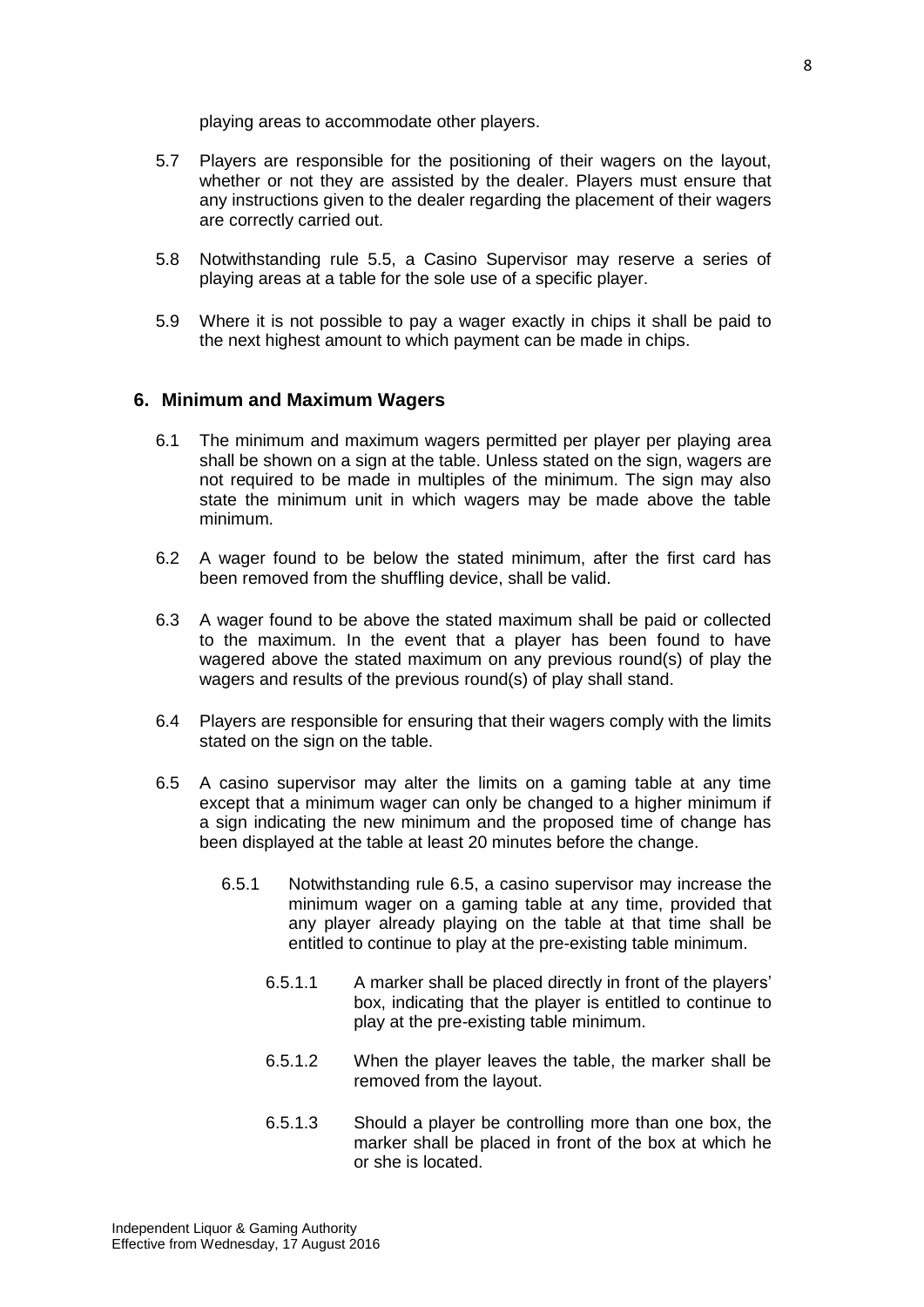playing areas to accommodate other players.

5.7 Players are responsible for the positioning of their wagers on the layout, whether or not they are assisted by the dealer. Players must ensure that any instructions given to the dealer regarding the placement of their wagers are correctly carried out.

5.8 Notwithstanding rule 5.5, a Casino Supervisor may reserve a series of playing areas at a table for the sole use of a specific player.

5.9 Where it is not possible to pay a wager exactly in chips it shall be paid to the next highest amount to which payment can be made in chips.

## 6. Minimum and Maximum Wagers

6.1 The minimum and maximum wagers permitted per player per playing area shall be shown on a sign at the table. Unless stated on the sign, wagers are not required to be made in multiples of the minimum. The sign may also state the minimum unit in which wagers may be made above the table minimum.

6.2 A wager found to be below the stated minimum, after the first card has been removed from the shuffling device, shall be valid.

6.3 A wager found to be above the stated maximum shall be paid or collected to the maximum. In the event that a player has been found to have wagered above the stated maximum on any previous round(s) of play the wagers and results of the previous round(s) of play shall stand.

6.4 Players are responsible for ensuring that their wagers comply with the limits stated on the sign on the table.

6.5 A casino supervisor may alter the limits on a gaming table at any time except that a minimum wager can only be changed to a higher minimum if a sign indicating the new minimum and the proposed time of change has been displayed at the table at least 20 minutes before the change.

6.5.1 Notwithstanding rule 6.5, a casino supervisor may increase the minimum wager on a gaming table at any time, provided that any player already playing on the table at that time shall be entitled to continue to play at the pre-existing table minimum.

6.5.1.1 A marker shall be placed directly in front of the players' box, indicating that the player is entitled to continue to play at the pre-existing table minimum.

6.5.1.2 When the player leaves the table, the marker shall be removed from the layout.

6.5.1.3 Should a player be controlling more than one box, the marker shall be placed in front of the box at which he or she is located.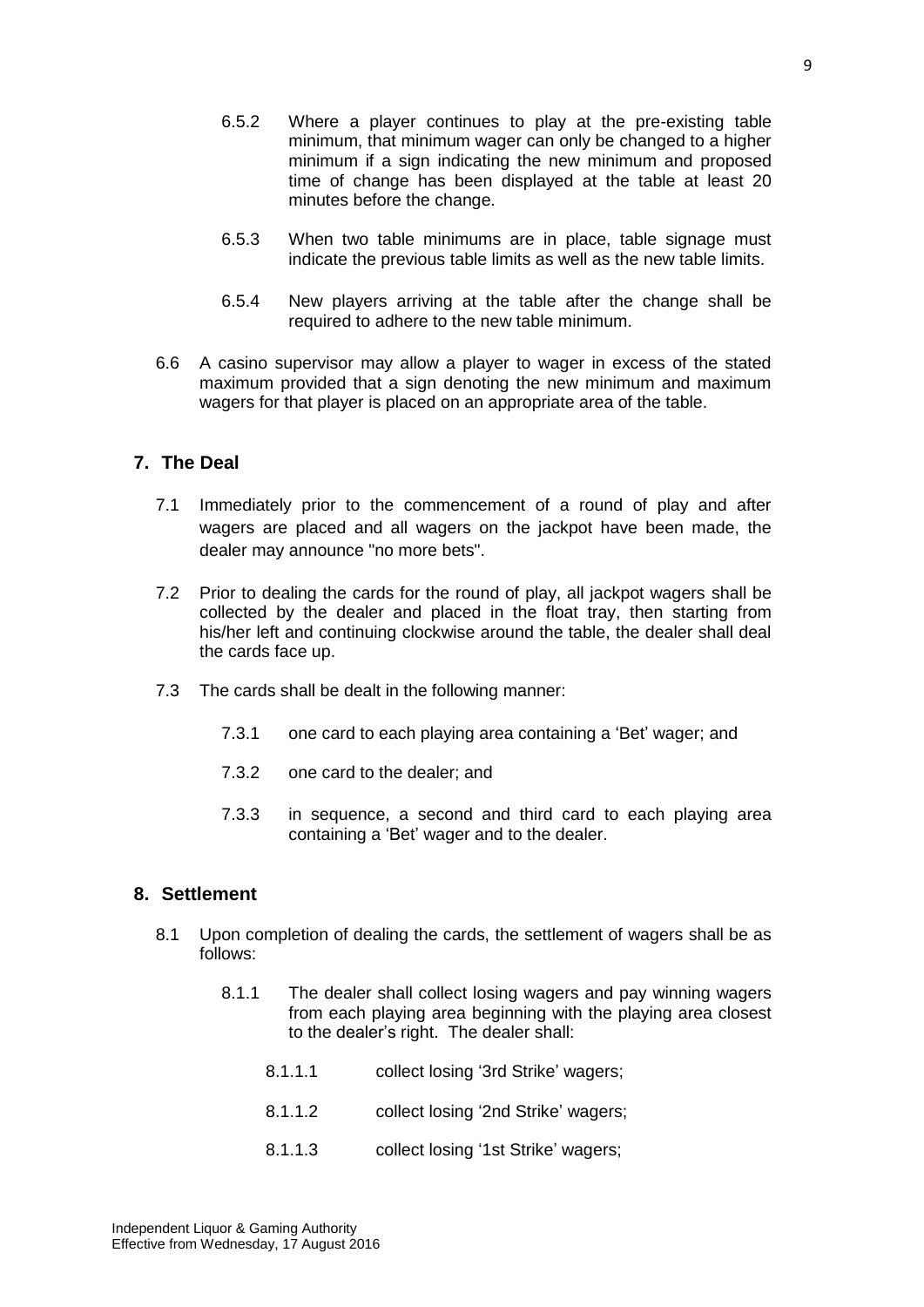6.5.2 Where a player continues to play at the pre-existing table minimum, that minimum wager can only be changed to a higher minimum if a sign indicating the new minimum and proposed time of change has been displayed at the table at least 20 minutes before the change.

6.5.3 When two table minimums are in place, table signage must indicate the previous table limits as well as the new table limits.

6.5.4 New players arriving at the table after the change shall be required to adhere to the new table minimum.

6.6 A casino supervisor may allow a player to wager in excess of the stated maximum provided that a sign denoting the new minimum and maximum wagers for that player is placed on an appropriate area of the table.

## 7. The Deal

7.1 Immediately prior to the commencement of a round of play and after wagers are placed and all wagers on the jackpot have been made, the dealer may announce "no more bets".

7.2 Prior to dealing the cards for the round of play, all jackpot wagers shall be collected by the dealer and placed in the float tray, then starting from his/her left and continuing clockwise around the table, the dealer shall deal the cards face up.

7.3 The cards shall be dealt in the following manner:

7.3.1 one card to each playing area containing a 'Bet' wager; and

7.3.2 one card to the dealer; and

7.3.3 in sequence, a second and third card to each playing area containing a 'Bet' wager and to the dealer.

## 8. Settlement

8.1 Upon completion of dealing the cards, the settlement of wagers shall be as follows:

8.1.1 The dealer shall collect losing wagers and pay winning wagers from each playing area beginning with the playing area closest to the dealer's right. The dealer shall:

8.1.1.1 collect losing '3rd Strike' wagers;

8.1.1.2 collect losing '2nd Strike' wagers;

8.1.1.3 collect losing '1st Strike' wagers;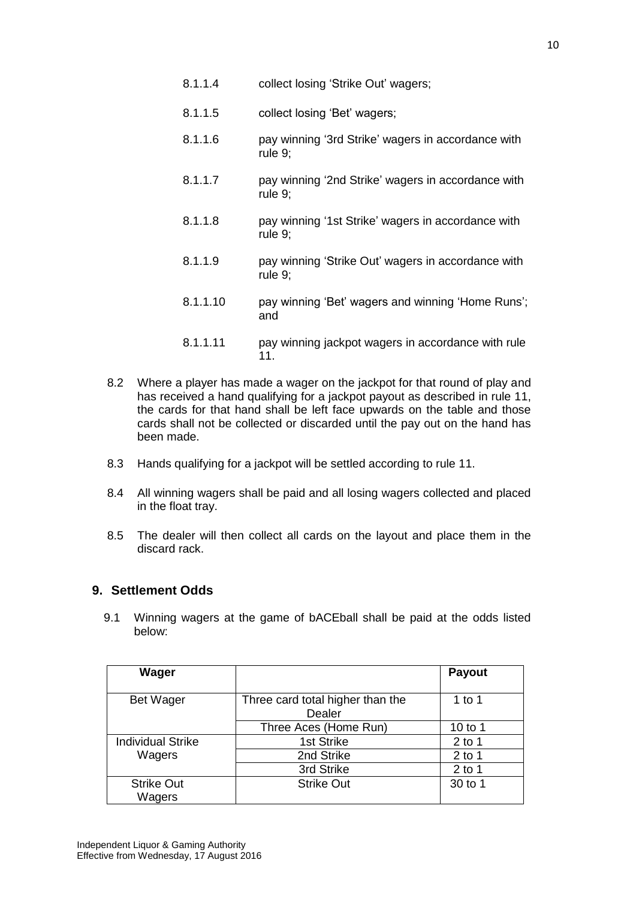8.1.1.4 collect losing ‘Strike Out’ wagers;

8.1.1.5 collect losing ‘Bet’ wagers;

8.1.1.6 pay winning ‘3rd Strike’ wagers in accordance with rule 9;

8.1.1.7 pay winning ‘2nd Strike’ wagers in accordance with rule 9;

8.1.1.8 pay winning ‘1st Strike’ wagers in accordance with rule 9;

8.1.1.9 pay winning ‘Strike Out’ wagers in accordance with rule 9;

8.1.1.10 pay winning ‘Bet’ wagers and winning ‘Home Runs’; and

8.1.1.11 pay winning jackpot wagers in accordance with rule 11.

8.2 Where a player has made a wager on the jackpot for that round of play and has received a hand qualifying for a jackpot payout as described in rule 11, the cards for that hand shall be left face upwards on the table and those cards shall not be collected or discarded until the pay out on the hand has been made.

8.3 Hands qualifying for a jackpot will be settled according to rule 11.

8.4 All winning wagers shall be paid and all losing wagers collected and placed in the float tray.

8.5 The dealer will then collect all cards on the layout and place them in the discard rack.

## 9. Settlement Odds

9.1 Winning wagers at the game of bACEball shall be paid at the odds listed below:

| Wager | | Payout |
|---|---|---|
| Bet Wager | Three card total higher than the Dealer | 1 to 1 |
| | Three Aces (Home Run) | 10 to 1 |
| Individual Strike Wagers | 1st Strike | 2 to 1 |
| | 2nd Strike | 2 to 1 |
| | 3rd Strike | 2 to 1 |
| Strike Out Wagers | Strike Out | 30 to 1 |

Independent Liquor & Gaming Authority
Effective from Wednesday, 17 August 2016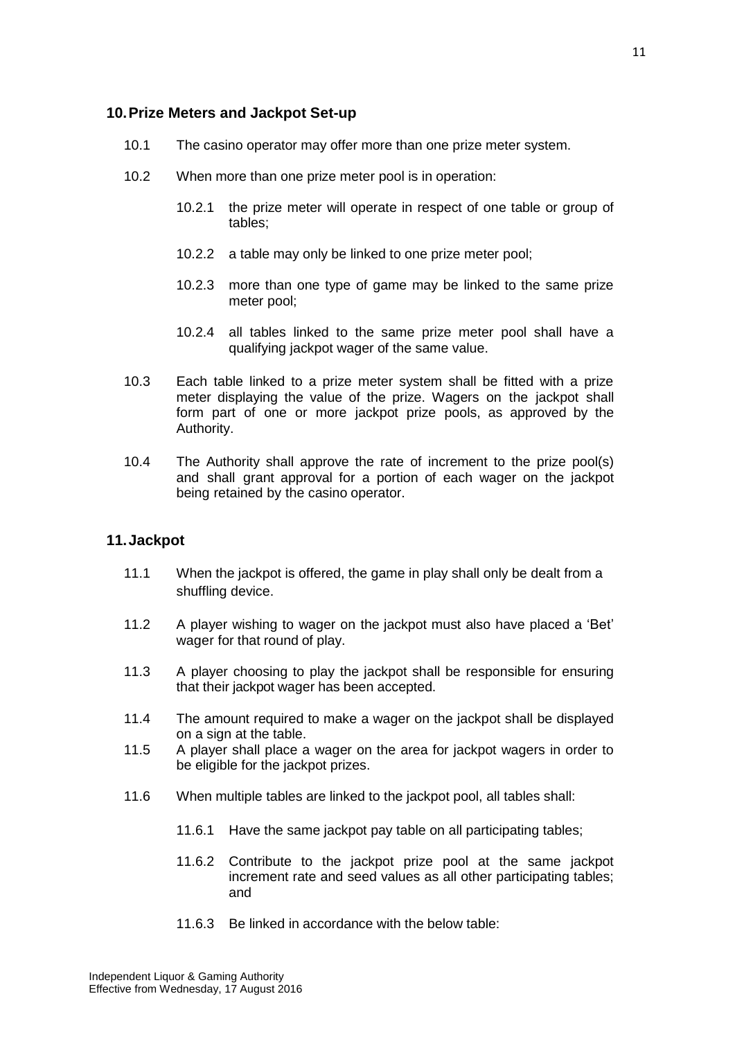## 10. Prize Meters and Jackpot Set-up

10.1 The casino operator may offer more than one prize meter system.

10.2 When more than one prize meter pool is in operation:

10.2.1 the prize meter will operate in respect of one table or group of tables;

10.2.2 a table may only be linked to one prize meter pool;

10.2.3 more than one type of game may be linked to the same prize meter pool;

10.2.4 all tables linked to the same prize meter pool shall have a qualifying jackpot wager of the same value.

10.3 Each table linked to a prize meter system shall be fitted with a prize meter displaying the value of the prize. Wagers on the jackpot shall form part of one or more jackpot prize pools, as approved by the Authority.

10.4 The Authority shall approve the rate of increment to the prize pool(s) and shall grant approval for a portion of each wager on the jackpot being retained by the casino operator.

## 11. Jackpot

11.1 When the jackpot is offered, the game in play shall only be dealt from a shuffling device.

11.2 A player wishing to wager on the jackpot must also have placed a 'Bet' wager for that round of play.

11.3 A player choosing to play the jackpot shall be responsible for ensuring that their jackpot wager has been accepted.

11.4 The amount required to make a wager on the jackpot shall be displayed on a sign at the table.

11.5 A player shall place a wager on the area for jackpot wagers in order to be eligible for the jackpot prizes.

11.6 When multiple tables are linked to the jackpot pool, all tables shall:

11.6.1 Have the same jackpot pay table on all participating tables;

11.6.2 Contribute to the jackpot prize pool at the same jackpot increment rate and seed values as all other participating tables; and

11.6.3 Be linked in accordance with the below table: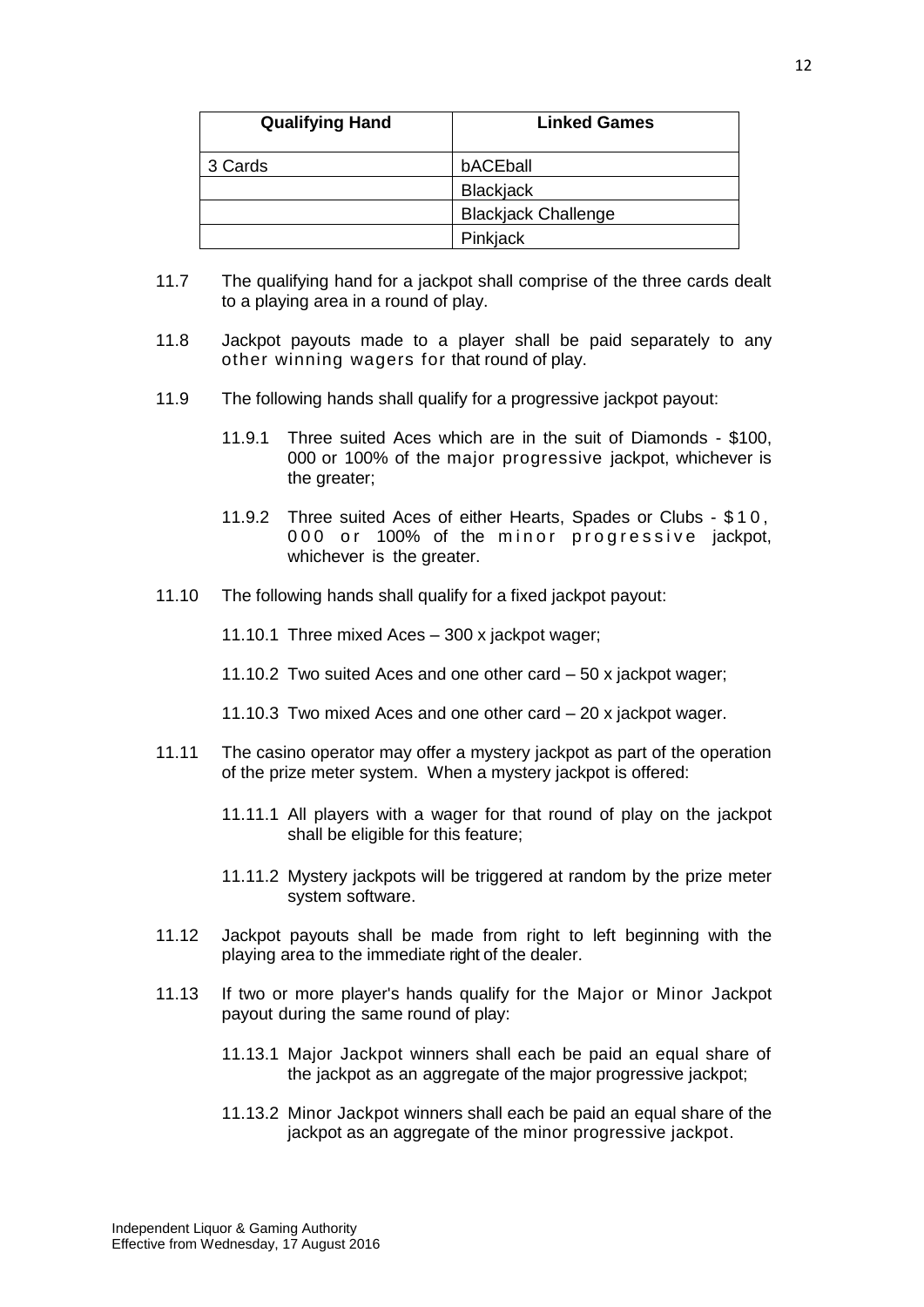| Qualifying Hand | Linked Games |
|---|---|
| 3 Cards | bACEball |
| | Blackjack |
| | Blackjack Challenge |
| | Pinkjack |

11.7 The qualifying hand for a jackpot shall comprise of the three cards dealt to a playing area in a round of play.

11.8 Jackpot payouts made to a player shall be paid separately to any other winning wagers for that round of play.

11.9 The following hands shall qualify for a progressive jackpot payout:

11.9.1 Three suited Aces which are in the suit of Diamonds - $100, 000 or 100% of the major progressive jackpot, whichever is the greater;

11.9.2 Three suited Aces of either Hearts, Spades or Clubs - $10, 000 or 100% of the minor progressive jackpot, whichever is the greater.

11.10 The following hands shall qualify for a fixed jackpot payout:

11.10.1 Three mixed Aces – 300 x jackpot wager;

11.10.2 Two suited Aces and one other card – 50 x jackpot wager;

11.10.3 Two mixed Aces and one other card – 20 x jackpot wager.

11.11 The casino operator may offer a mystery jackpot as part of the operation of the prize meter system. When a mystery jackpot is offered:

11.11.1 All players with a wager for that round of play on the jackpot shall be eligible for this feature;

11.11.2 Mystery jackpots will be triggered at random by the prize meter system software.

11.12 Jackpot payouts shall be made from right to left beginning with the playing area to the immediate right of the dealer.

11.13 If two or more player's hands qualify for the Major or Minor Jackpot payout during the same round of play:

11.13.1 Major Jackpot winners shall each be paid an equal share of the jackpot as an aggregate of the major progressive jackpot;

11.13.2 Minor Jackpot winners shall each be paid an equal share of the jackpot as an aggregate of the minor progressive jackpot.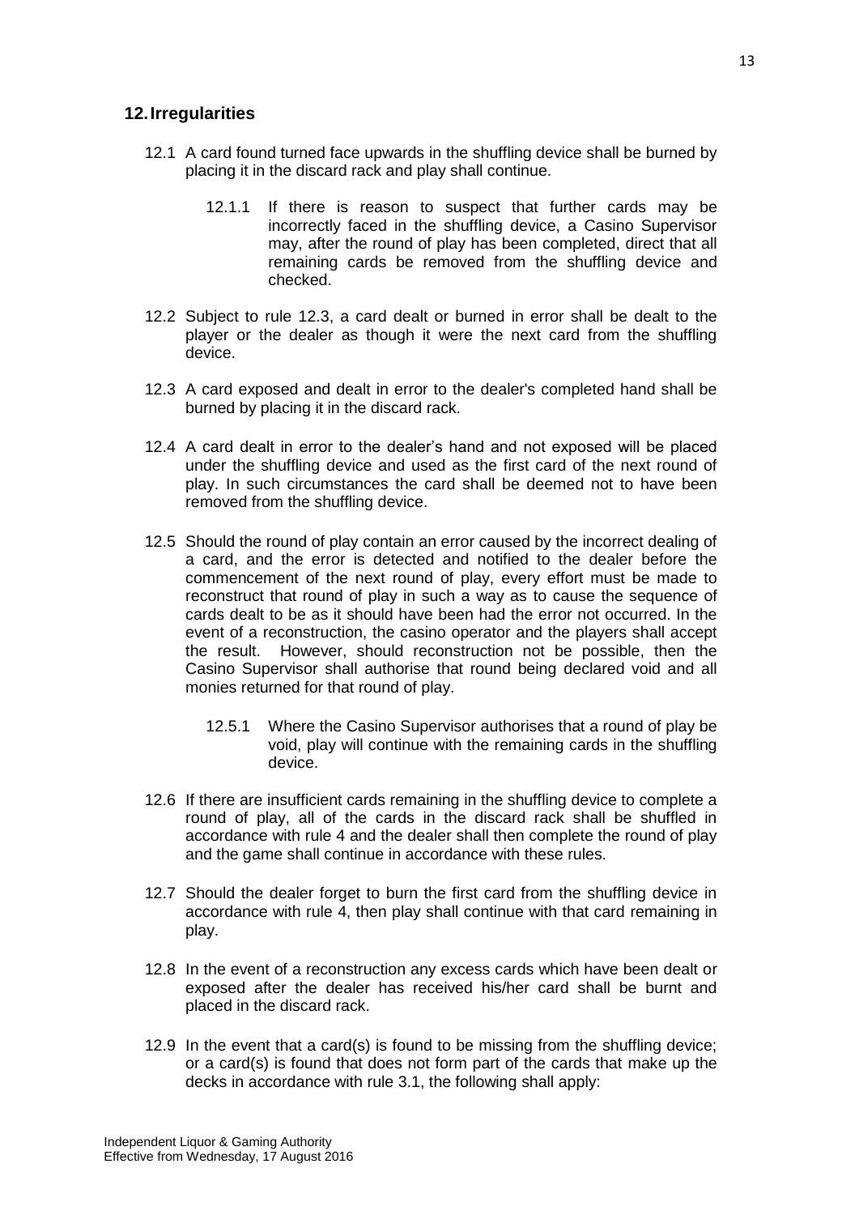## 12. Irregularities

12.1 A card found turned face upwards in the shuffling device shall be burned by placing it in the discard rack and play shall continue.

> 12.1.1 If there is reason to suspect that further cards may be incorrectly faced in the shuffling device, a Casino Supervisor may, after the round of play has been completed, direct that all remaining cards be removed from the shuffling device and checked.

12.2 Subject to rule 12.3, a card dealt or burned in error shall be dealt to the player or the dealer as though it were the next card from the shuffling device.

12.3 A card exposed and dealt in error to the dealer's completed hand shall be burned by placing it in the discard rack.

12.4 A card dealt in error to the dealer's hand and not exposed will be placed under the shuffling device and used as the first card of the next round of play. In such circumstances the card shall be deemed not to have been removed from the shuffling device.

12.5 Should the round of play contain an error caused by the incorrect dealing of a card, and the error is detected and notified to the dealer before the commencement of the next round of play, every effort must be made to reconstruct that round of play in such a way as to cause the sequence of cards dealt to be as it should have been had the error not occurred. In the event of a reconstruction, the casino operator and the players shall accept the result. However, should reconstruction not be possible, then the Casino Supervisor shall authorise that round being declared void and all monies returned for that round of play.

> 12.5.1 Where the Casino Supervisor authorises that a round of play be void, play will continue with the remaining cards in the shuffling device.

12.6 If there are insufficient cards remaining in the shuffling device to complete a round of play, all of the cards in the discard rack shall be shuffled in accordance with rule 4 and the dealer shall then complete the round of play and the game shall continue in accordance with these rules.

12.7 Should the dealer forget to burn the first card from the shuffling device in accordance with rule 4, then play shall continue with that card remaining in play.

12.8 In the event of a reconstruction any excess cards which have been dealt or exposed after the dealer has received his/her card shall be burnt and placed in the discard rack.

12.9 In the event that a card(s) is found to be missing from the shuffling device; or a card(s) is found that does not form part of the cards that make up the decks in accordance with rule 3.1, the following shall apply: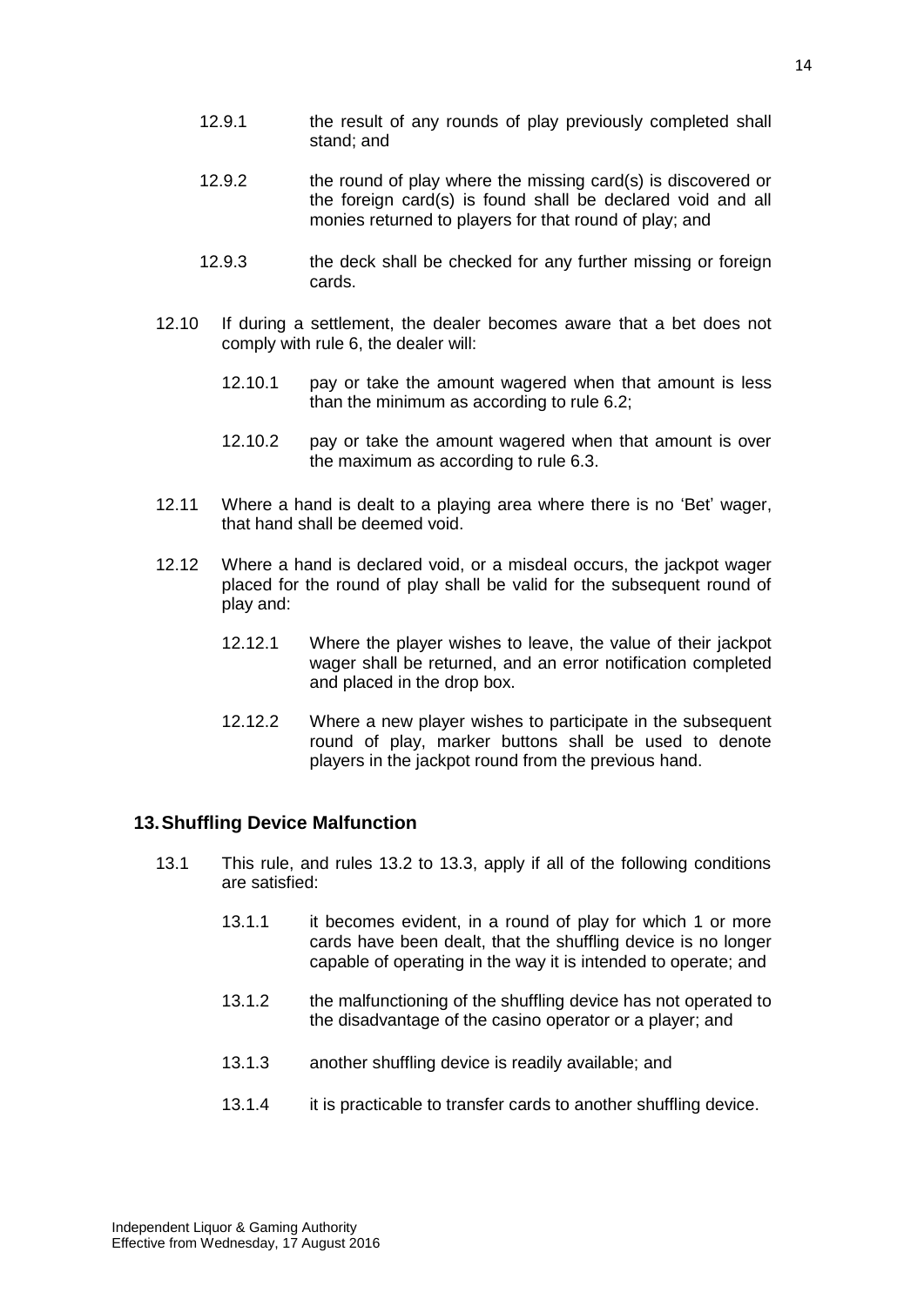12.9.1 the result of any rounds of play previously completed shall stand; and

12.9.2 the round of play where the missing card(s) is discovered or the foreign card(s) is found shall be declared void and all monies returned to players for that round of play; and

12.9.3 the deck shall be checked for any further missing or foreign cards.

12.10 If during a settlement, the dealer becomes aware that a bet does not comply with rule 6, the dealer will:

12.10.1 pay or take the amount wagered when that amount is less than the minimum as according to rule 6.2;

12.10.2 pay or take the amount wagered when that amount is over the maximum as according to rule 6.3.

12.11 Where a hand is dealt to a playing area where there is no 'Bet' wager, that hand shall be deemed void.

12.12 Where a hand is declared void, or a misdeal occurs, the jackpot wager placed for the round of play shall be valid for the subsequent round of play and:

12.12.1 Where the player wishes to leave, the value of their jackpot wager shall be returned, and an error notification completed and placed in the drop box.

12.12.2 Where a new player wishes to participate in the subsequent round of play, marker buttons shall be used to denote players in the jackpot round from the previous hand.

## 13. Shuffling Device Malfunction

13.1 This rule, and rules 13.2 to 13.3, apply if all of the following conditions are satisfied:

13.1.1 it becomes evident, in a round of play for which 1 or more cards have been dealt, that the shuffling device is no longer capable of operating in the way it is intended to operate; and

13.1.2 the malfunctioning of the shuffling device has not operated to the disadvantage of the casino operator or a player; and

13.1.3 another shuffling device is readily available; and

13.1.4 it is practicable to transfer cards to another shuffling device.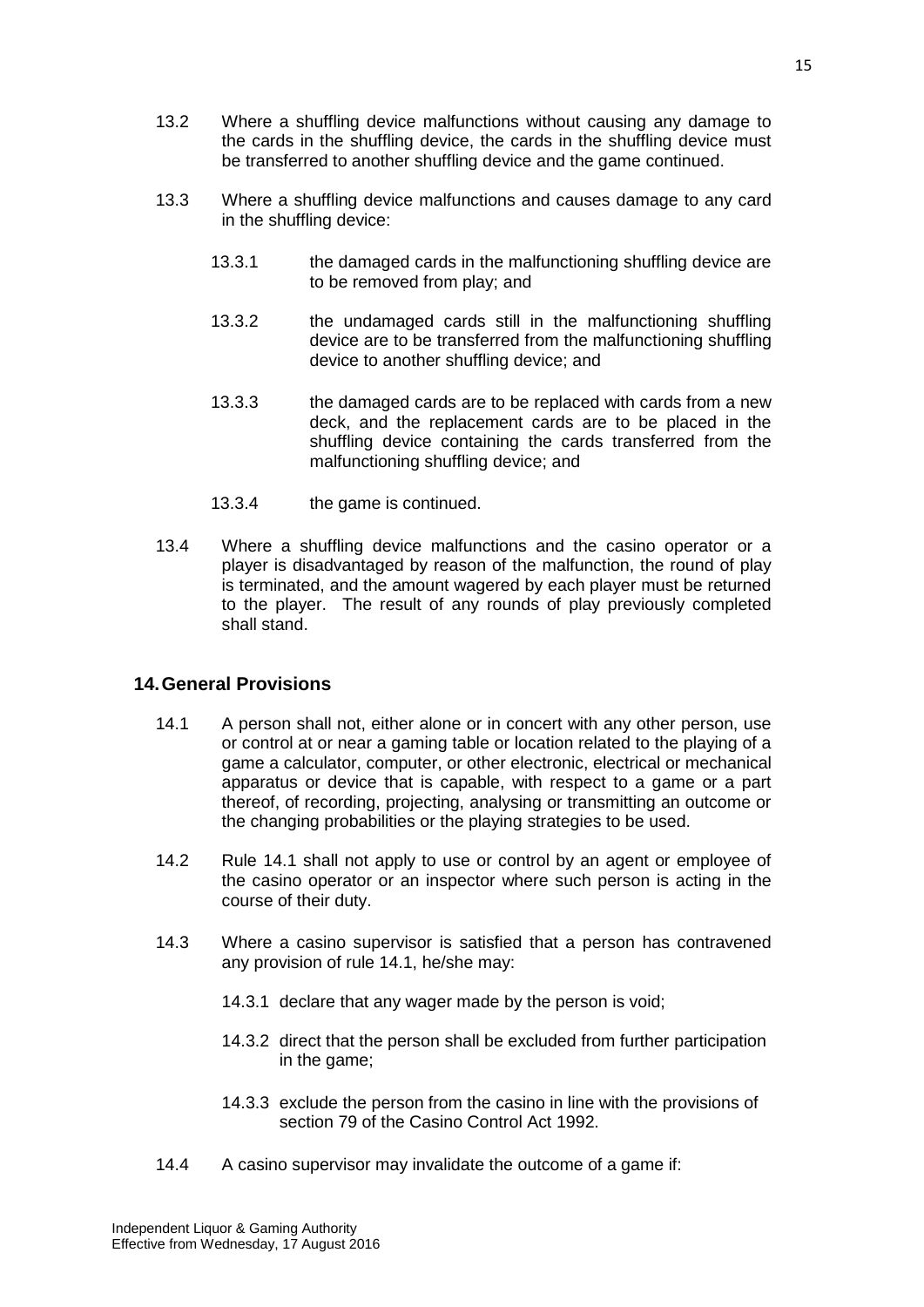13.2 Where a shuffling device malfunctions without causing any damage to the cards in the shuffling device, the cards in the shuffling device must be transferred to another shuffling device and the game continued.

13.3 Where a shuffling device malfunctions and causes damage to any card in the shuffling device:

13.3.1 the damaged cards in the malfunctioning shuffling device are to be removed from play; and

13.3.2 the undamaged cards still in the malfunctioning shuffling device are to be transferred from the malfunctioning shuffling device to another shuffling device; and

13.3.3 the damaged cards are to be replaced with cards from a new deck, and the replacement cards are to be placed in the shuffling device containing the cards transferred from the malfunctioning shuffling device; and

13.3.4 the game is continued.

13.4 Where a shuffling device malfunctions and the casino operator or a player is disadvantaged by reason of the malfunction, the round of play is terminated, and the amount wagered by each player must be returned to the player. The result of any rounds of play previously completed shall stand.

## 14. General Provisions

14.1 A person shall not, either alone or in concert with any other person, use or control at or near a gaming table or location related to the playing of a game a calculator, computer, or other electronic, electrical or mechanical apparatus or device that is capable, with respect to a game or a part thereof, of recording, projecting, analysing or transmitting an outcome or the changing probabilities or the playing strategies to be used.

14.2 Rule 14.1 shall not apply to use or control by an agent or employee of the casino operator or an inspector where such person is acting in the course of their duty.

14.3 Where a casino supervisor is satisfied that a person has contravened any provision of rule 14.1, he/she may:

14.3.1 declare that any wager made by the person is void;

14.3.2 direct that the person shall be excluded from further participation in the game;

14.3.3 exclude the person from the casino in line with the provisions of section 79 of the Casino Control Act 1992.

14.4 A casino supervisor may invalidate the outcome of a game if: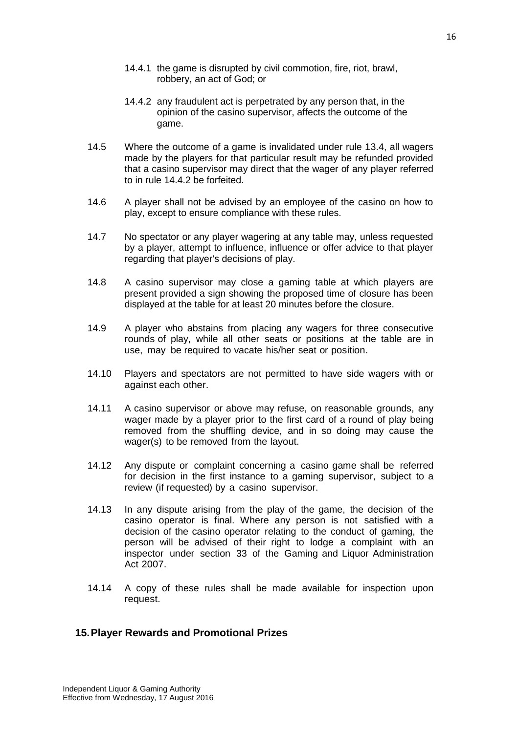14.4.1 the game is disrupted by civil commotion, fire, riot, brawl, robbery, an act of God; or

14.4.2 any fraudulent act is perpetrated by any person that, in the opinion of the casino supervisor, affects the outcome of the game.

14.5 Where the outcome of a game is invalidated under rule 13.4, all wagers made by the players for that particular result may be refunded provided that a casino supervisor may direct that the wager of any player referred to in rule 14.4.2 be forfeited.

14.6 A player shall not be advised by an employee of the casino on how to play, except to ensure compliance with these rules.

14.7 No spectator or any player wagering at any table may, unless requested by a player, attempt to influence, influence or offer advice to that player regarding that player's decisions of play.

14.8 A casino supervisor may close a gaming table at which players are present provided a sign showing the proposed time of closure has been displayed at the table for at least 20 minutes before the closure.

14.9 A player who abstains from placing any wagers for three consecutive rounds of play, while all other seats or positions at the table are in use, may be required to vacate his/her seat or position.

14.10 Players and spectators are not permitted to have side wagers with or against each other.

14.11 A casino supervisor or above may refuse, on reasonable grounds, any wager made by a player prior to the first card of a round of play being removed from the shuffling device, and in so doing may cause the wager(s) to be removed from the layout.

14.12 Any dispute or complaint concerning a casino game shall be referred for decision in the first instance to a gaming supervisor, subject to a review (if requested) by a casino supervisor.

14.13 In any dispute arising from the play of the game, the decision of the casino operator is final. Where any person is not satisfied with a decision of the casino operator relating to the conduct of gaming, the person will be advised of their right to lodge a complaint with an inspector under section 33 of the Gaming and Liquor Administration Act 2007.

14.14 A copy of these rules shall be made available for inspection upon request.

## 15. Player Rewards and Promotional Prizes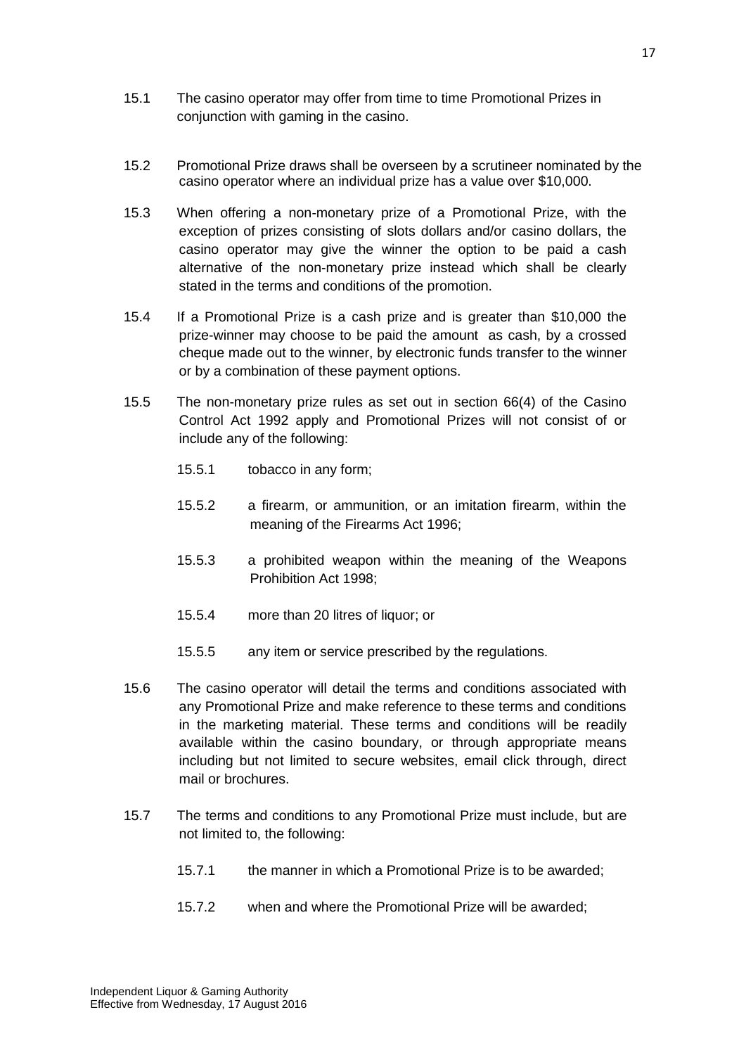15.1 The casino operator may offer from time to time Promotional Prizes in conjunction with gaming in the casino.

15.2 Promotional Prize draws shall be overseen by a scrutineer nominated by the casino operator where an individual prize has a value over $10,000.

15.3 When offering a non-monetary prize of a Promotional Prize, with the exception of prizes consisting of slots dollars and/or casino dollars, the casino operator may give the winner the option to be paid a cash alternative of the non-monetary prize instead which shall be clearly stated in the terms and conditions of the promotion.

15.4 If a Promotional Prize is a cash prize and is greater than $10,000 the prize-winner may choose to be paid the amount as cash, by a crossed cheque made out to the winner, by electronic funds transfer to the winner or by a combination of these payment options.

15.5 The non-monetary prize rules as set out in section 66(4) of the Casino Control Act 1992 apply and Promotional Prizes will not consist of or include any of the following:

- 15.5.1 tobacco in any form;
- 15.5.2 a firearm, or ammunition, or an imitation firearm, within the meaning of the Firearms Act 1996;
- 15.5.3 a prohibited weapon within the meaning of the Weapons Prohibition Act 1998;
- 15.5.4 more than 20 litres of liquor; or
- 15.5.5 any item or service prescribed by the regulations.

15.6 The casino operator will detail the terms and conditions associated with any Promotional Prize and make reference to these terms and conditions in the marketing material. These terms and conditions will be readily available within the casino boundary, or through appropriate means including but not limited to secure websites, email click through, direct mail or brochures.

15.7 The terms and conditions to any Promotional Prize must include, but are not limited to, the following:

- 15.7.1 the manner in which a Promotional Prize is to be awarded;
- 15.7.2 when and where the Promotional Prize will be awarded;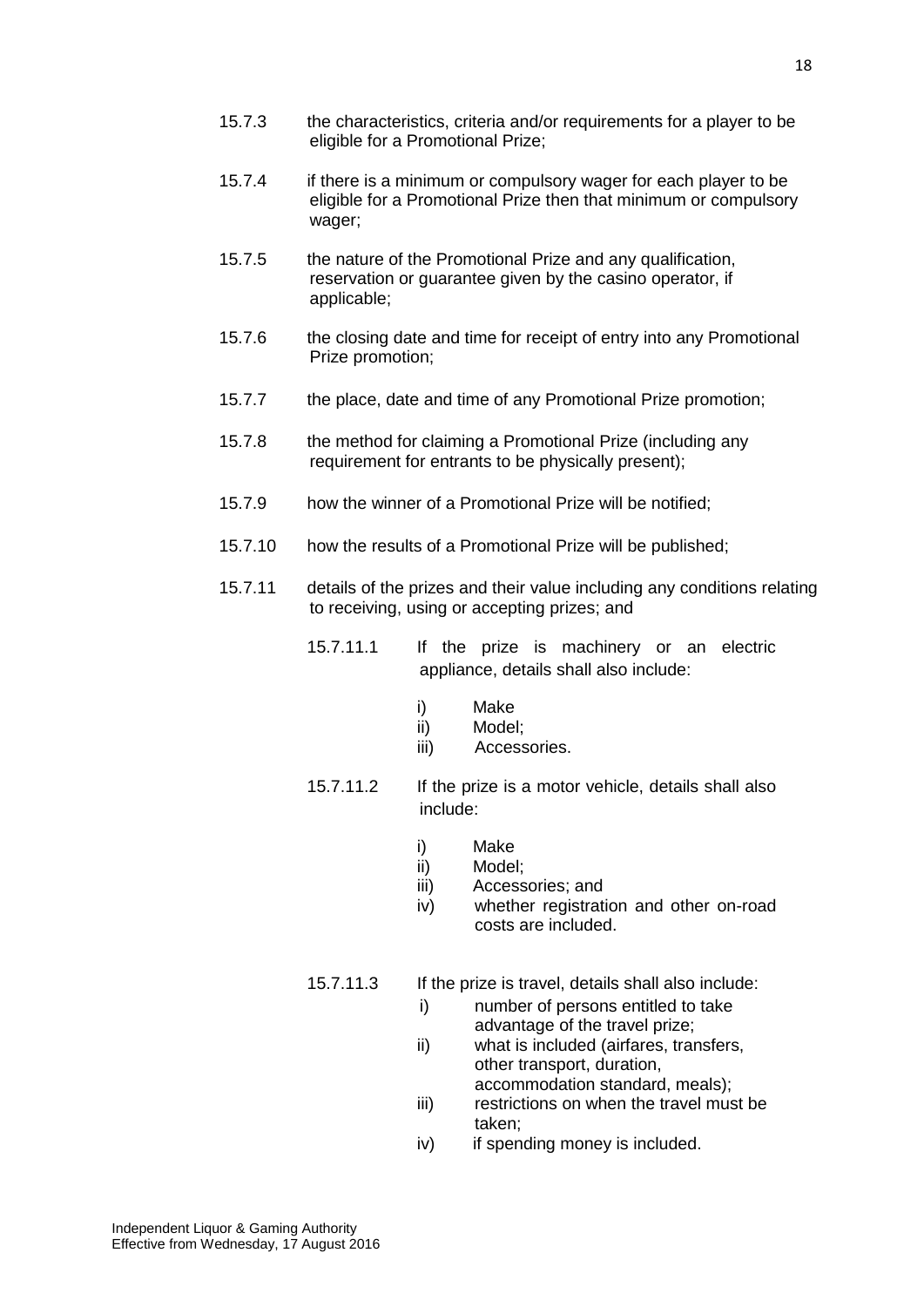15.7.3 the characteristics, criteria and/or requirements for a player to be eligible for a Promotional Prize;

15.7.4 if there is a minimum or compulsory wager for each player to be eligible for a Promotional Prize then that minimum or compulsory wager;

15.7.5 the nature of the Promotional Prize and any qualification, reservation or guarantee given by the casino operator, if applicable;

15.7.6 the closing date and time for receipt of entry into any Promotional Prize promotion;

15.7.7 the place, date and time of any Promotional Prize promotion;

15.7.8 the method for claiming a Promotional Prize (including any requirement for entrants to be physically present);

15.7.9 how the winner of a Promotional Prize will be notified;

15.7.10 how the results of a Promotional Prize will be published;

15.7.11 details of the prizes and their value including any conditions relating to receiving, using or accepting prizes; and

15.7.11.1 If the prize is machinery or an electric appliance, details shall also include:

- i) Make
- ii) Model;
- iii) Accessories.

15.7.11.2 If the prize is a motor vehicle, details shall also include:

- i) Make
- ii) Model;
- iii) Accessories; and
- iv) whether registration and other on-road costs are included.

15.7.11.3 If the prize is travel, details shall also include:

- i) number of persons entitled to take advantage of the travel prize;
- ii) what is included (airfares, transfers, other transport, duration, accommodation standard, meals);
- iii) restrictions on when the travel must be taken;
- iv) if spending money is included.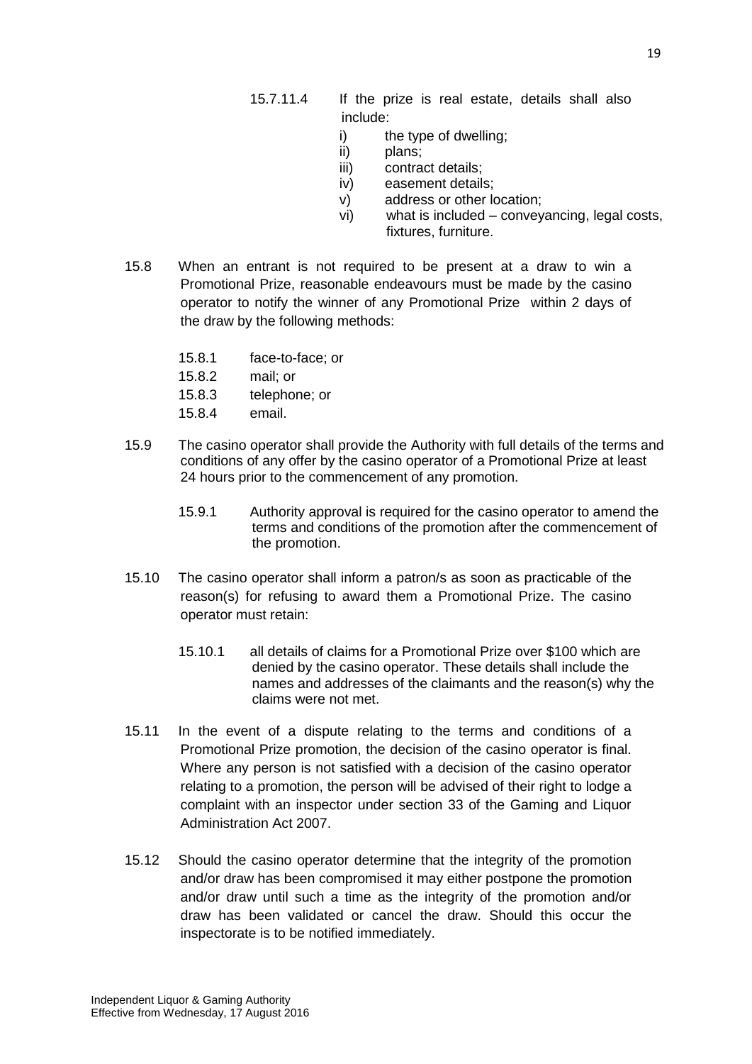15.7.11.4 If the prize is real estate, details shall also include:

i) the type of dwelling;
ii) plans;
iii) contract details;
iv) easement details;
v) address or other location;
vi) what is included – conveyancing, legal costs, fixtures, furniture.

15.8 When an entrant is not required to be present at a draw to win a Promotional Prize, reasonable endeavours must be made by the casino operator to notify the winner of any Promotional Prize within 2 days of the draw by the following methods:

15.8.1 face-to-face; or
15.8.2 mail; or
15.8.3 telephone; or
15.8.4 email.

15.9 The casino operator shall provide the Authority with full details of the terms and conditions of any offer by the casino operator of a Promotional Prize at least 24 hours prior to the commencement of any promotion.

15.9.1 Authority approval is required for the casino operator to amend the terms and conditions of the promotion after the commencement of the promotion.

15.10 The casino operator shall inform a patron/s as soon as practicable of the reason(s) for refusing to award them a Promotional Prize. The casino operator must retain:

15.10.1 all details of claims for a Promotional Prize over $100 which are denied by the casino operator. These details shall include the names and addresses of the claimants and the reason(s) why the claims were not met.

15.11 In the event of a dispute relating to the terms and conditions of a Promotional Prize promotion, the decision of the casino operator is final. Where any person is not satisfied with a decision of the casino operator relating to a promotion, the person will be advised of their right to lodge a complaint with an inspector under section 33 of the Gaming and Liquor Administration Act 2007.

15.12 Should the casino operator determine that the integrity of the promotion and/or draw has been compromised it may either postpone the promotion and/or draw until such a time as the integrity of the promotion and/or draw has been validated or cancel the draw. Should this occur the inspectorate is to be notified immediately.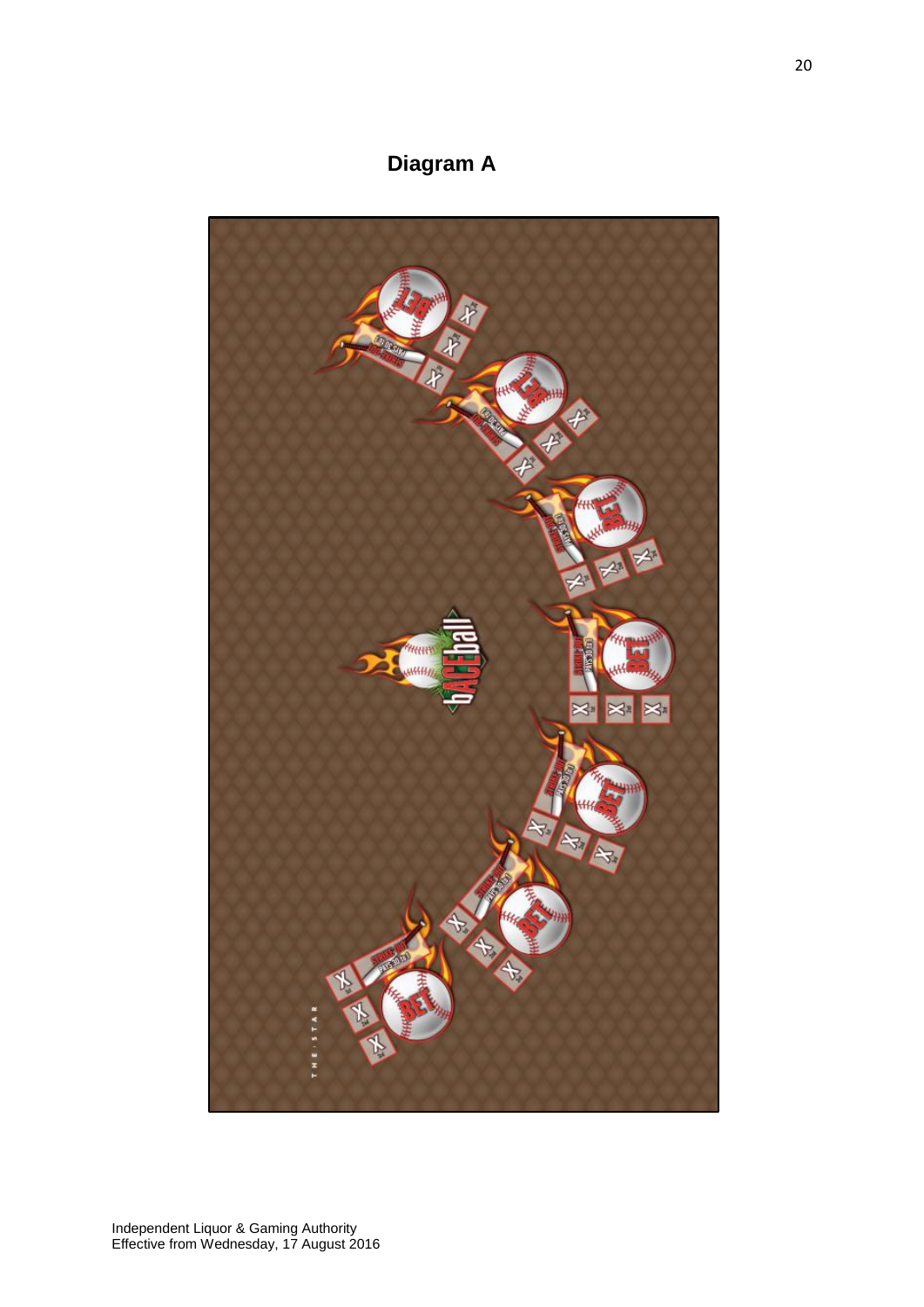## Diagram A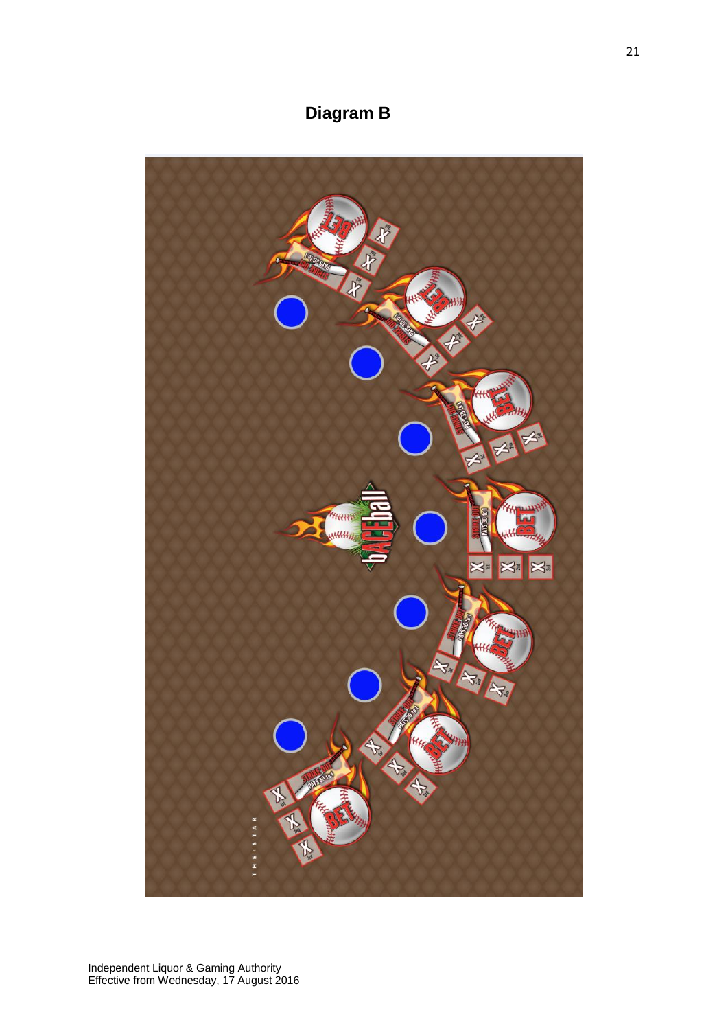## Diagram B